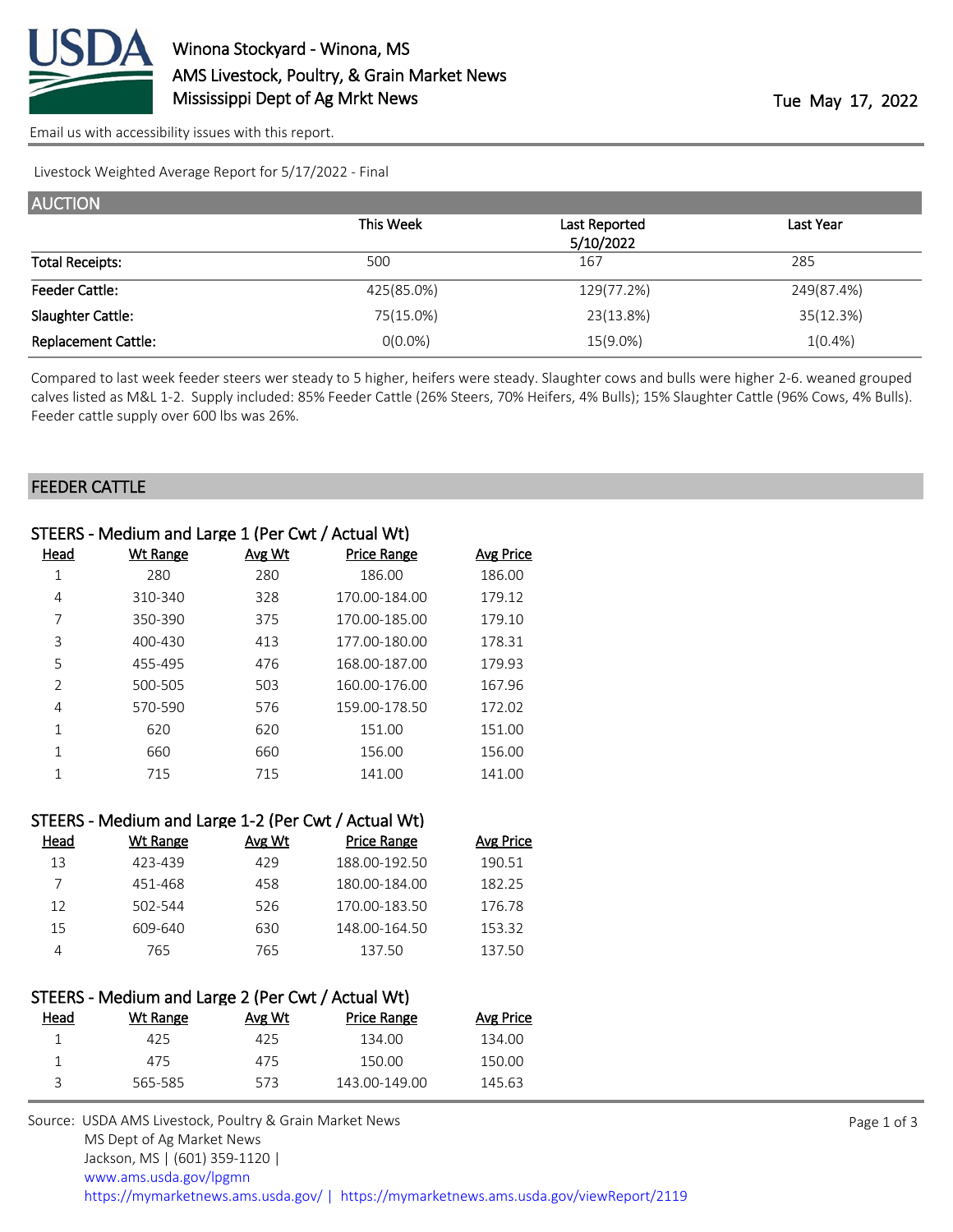# Winona Stockyard - Winona, MS
## AMS Livestock, Poultry, & Grain Market News
## Mississippi Dept of Ag Mrkt News

Tue May 17, 2022

Email us with accessibility issues with this report.

Livestock Weighted Average Report for 5/17/2022 - Final

## AUCTION

| | This Week | Last Reported 5/10/2022 | Last Year |
|---|---|---|---|
| Total Receipts: | 500 | 167 | 285 |
| Feeder Cattle: | 425(85.0%) | 129(77.2%) | 249(87.4%) |
| Slaughter Cattle: | 75(15.0%) | 23(13.8%) | 35(12.3%) |
| Replacement Cattle: | 0(0.0%) | 15(9.0%) | 1(0.4%) |

Compared to last week feeder steers wer steady to 5 higher, heifers were steady. Slaughter cows and bulls were higher 2-6. weaned grouped calves listed as M&L 1-2. Supply included: 85% Feeder Cattle (26% Steers, 70% Heifers, 4% Bulls); 15% Slaughter Cattle (96% Cows, 4% Bulls). Feeder cattle supply over 600 lbs was 26%.

## FEEDER CATTLE

### STEERS - Medium and Large 1 (Per Cwt / Actual Wt)

| Head | Wt Range | Avg Wt | Price Range | Avg Price |
|---|---|---|---|---|
| 1 | 280 | 280 | 186.00 | 186.00 |
| 4 | 310-340 | 328 | 170.00-184.00 | 179.12 |
| 7 | 350-390 | 375 | 170.00-185.00 | 179.10 |
| 3 | 400-430 | 413 | 177.00-180.00 | 178.31 |
| 5 | 455-495 | 476 | 168.00-187.00 | 179.93 |
| 2 | 500-505 | 503 | 160.00-176.00 | 167.96 |
| 4 | 570-590 | 576 | 159.00-178.50 | 172.02 |
| 1 | 620 | 620 | 151.00 | 151.00 |
| 1 | 660 | 660 | 156.00 | 156.00 |
| 1 | 715 | 715 | 141.00 | 141.00 |

### STEERS - Medium and Large 1-2 (Per Cwt / Actual Wt)

| Head | Wt Range | Avg Wt | Price Range | Avg Price |
|---|---|---|---|---|
| 13 | 423-439 | 429 | 188.00-192.50 | 190.51 |
| 7 | 451-468 | 458 | 180.00-184.00 | 182.25 |
| 12 | 502-544 | 526 | 170.00-183.50 | 176.78 |
| 15 | 609-640 | 630 | 148.00-164.50 | 153.32 |
| 4 | 765 | 765 | 137.50 | 137.50 |

### STEERS - Medium and Large 2 (Per Cwt / Actual Wt)

| Head | Wt Range | Avg Wt | Price Range | Avg Price |
|---|---|---|---|---|
| 1 | 425 | 425 | 134.00 | 134.00 |
| 1 | 475 | 475 | 150.00 | 150.00 |
| 3 | 565-585 | 573 | 143.00-149.00 | 145.63 |

Source: USDA AMS Livestock, Poultry & Grain Market News
MS Dept of Ag Market News
Jackson, MS | (601) 359-1120 |
www.ams.usda.gov/lpgmn
https://mymarketnews.ams.usda.gov/ | https://mymarketnews.ams.usda.gov/viewReport/2119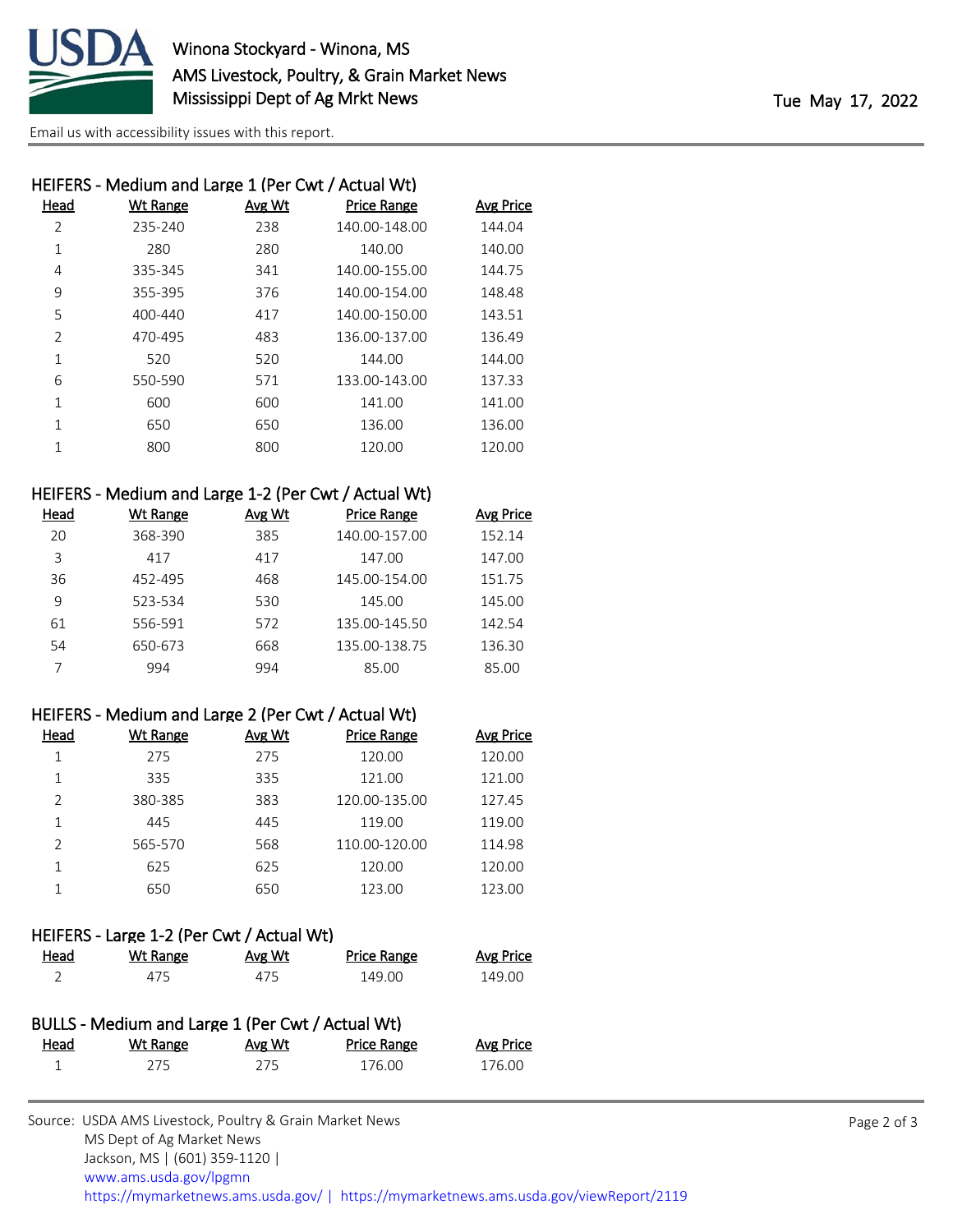## HEIFERS - Medium and Large 1 (Per Cwt / Actual Wt)

| Head | Wt Range | Avg Wt | Price Range | Avg Price |
|---|---|---|---|---|
| 2 | 235-240 | 238 | 140.00-148.00 | 144.04 |
| 1 | 280 | 280 | 140.00 | 140.00 |
| 4 | 335-345 | 341 | 140.00-155.00 | 144.75 |
| 9 | 355-395 | 376 | 140.00-154.00 | 148.48 |
| 5 | 400-440 | 417 | 140.00-150.00 | 143.51 |
| 2 | 470-495 | 483 | 136.00-137.00 | 136.49 |
| 1 | 520 | 520 | 144.00 | 144.00 |
| 6 | 550-590 | 571 | 133.00-143.00 | 137.33 |
| 1 | 600 | 600 | 141.00 | 141.00 |
| 1 | 650 | 650 | 136.00 | 136.00 |
| 1 | 800 | 800 | 120.00 | 120.00 |

## HEIFERS - Medium and Large 1-2 (Per Cwt / Actual Wt)

| Head | Wt Range | Avg Wt | Price Range | Avg Price |
|---|---|---|---|---|
| 20 | 368-390 | 385 | 140.00-157.00 | 152.14 |
| 3 | 417 | 417 | 147.00 | 147.00 |
| 36 | 452-495 | 468 | 145.00-154.00 | 151.75 |
| 9 | 523-534 | 530 | 145.00 | 145.00 |
| 61 | 556-591 | 572 | 135.00-145.50 | 142.54 |
| 54 | 650-673 | 668 | 135.00-138.75 | 136.30 |
| 7 | 994 | 994 | 85.00 | 85.00 |

## HEIFERS - Medium and Large 2 (Per Cwt / Actual Wt)

| Head | Wt Range | Avg Wt | Price Range | Avg Price |
|---|---|---|---|---|
| 1 | 275 | 275 | 120.00 | 120.00 |
| 1 | 335 | 335 | 121.00 | 121.00 |
| 2 | 380-385 | 383 | 120.00-135.00 | 127.45 |
| 1 | 445 | 445 | 119.00 | 119.00 |
| 2 | 565-570 | 568 | 110.00-120.00 | 114.98 |
| 1 | 625 | 625 | 120.00 | 120.00 |
| 1 | 650 | 650 | 123.00 | 123.00 |

## HEIFERS - Large 1-2 (Per Cwt / Actual Wt)

| Head | Wt Range | Avg Wt | Price Range | Avg Price |
|---|---|---|---|---|
| 2 | 475 | 475 | 149.00 | 149.00 |

## BULLS - Medium and Large 1 (Per Cwt / Actual Wt)

| Head | Wt Range | Avg Wt | Price Range | Avg Price |
|---|---|---|---|---|
| 1 | 275 | 275 | 176.00 | 176.00 |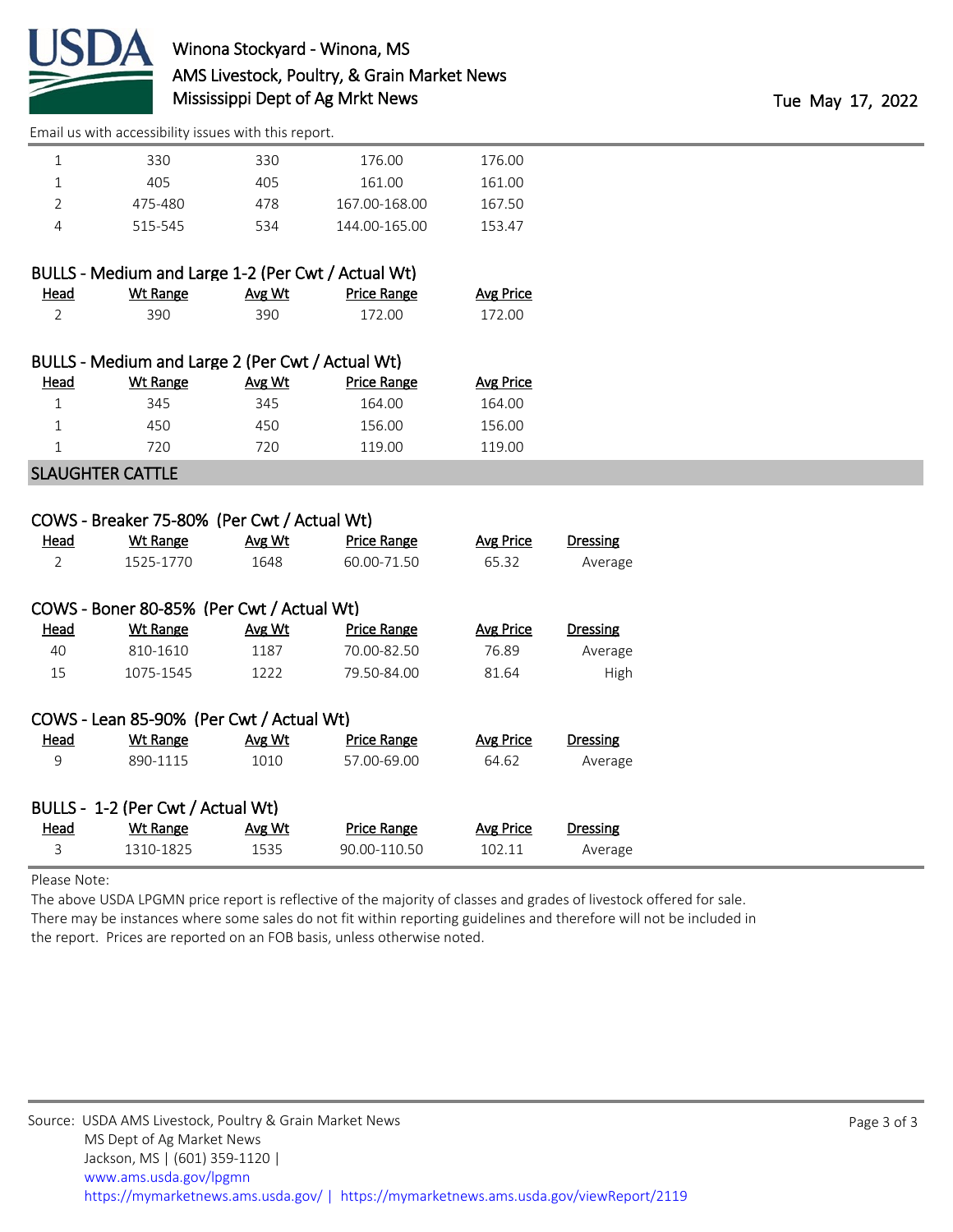| Head | Wt Range | Avg Wt | Price Range | Avg Price |
|---|---|---|---|---|
| 1 | 330 | 330 | 176.00 | 176.00 |
| 1 | 405 | 405 | 161.00 | 161.00 |
| 2 | 475-480 | 478 | 167.00-168.00 | 167.50 |
| 4 | 515-545 | 534 | 144.00-165.00 | 153.47 |

### BULLS - Medium and Large 1-2 (Per Cwt / Actual Wt)

| Head | Wt Range | Avg Wt | Price Range | Avg Price |
|---|---|---|---|---|
| 2 | 390 | 390 | 172.00 | 172.00 |

### BULLS - Medium and Large 2 (Per Cwt / Actual Wt)

| Head | Wt Range | Avg Wt | Price Range | Avg Price |
|---|---|---|---|---|
| 1 | 345 | 345 | 164.00 | 164.00 |
| 1 | 450 | 450 | 156.00 | 156.00 |
| 1 | 720 | 720 | 119.00 | 119.00 |

## SLAUGHTER CATTLE

### COWS - Breaker 75-80% (Per Cwt / Actual Wt)

| Head | Wt Range | Avg Wt | Price Range | Avg Price | Dressing |
|---|---|---|---|---|---|
| 2 | 1525-1770 | 1648 | 60.00-71.50 | 65.32 | Average |

### COWS - Boner 80-85% (Per Cwt / Actual Wt)

| Head | Wt Range | Avg Wt | Price Range | Avg Price | Dressing |
|---|---|---|---|---|---|
| 40 | 810-1610 | 1187 | 70.00-82.50 | 76.89 | Average |
| 15 | 1075-1545 | 1222 | 79.50-84.00 | 81.64 | High |

### COWS - Lean 85-90% (Per Cwt / Actual Wt)

| Head | Wt Range | Avg Wt | Price Range | Avg Price | Dressing |
|---|---|---|---|---|---|
| 9 | 890-1115 | 1010 | 57.00-69.00 | 64.62 | Average |

### BULLS - 1-2 (Per Cwt / Actual Wt)

| Head | Wt Range | Avg Wt | Price Range | Avg Price | Dressing |
|---|---|---|---|---|---|
| 3 | 1310-1825 | 1535 | 90.00-110.50 | 102.11 | Average |

Please Note:

The above USDA LPGMN price report is reflective of the majority of classes and grades of livestock offered for sale. There may be instances where some sales do not fit within reporting guidelines and therefore will not be included in the report. Prices are reported on an FOB basis, unless otherwise noted.

Source: USDA AMS Livestock, Poultry & Grain Market News
MS Dept of Ag Market News
Jackson, MS | (601) 359-1120 |
www.ams.usda.gov/lpgmn
https://mymarketnews.ams.usda.gov/ | https://mymarketnews.ams.usda.gov/viewReport/2119